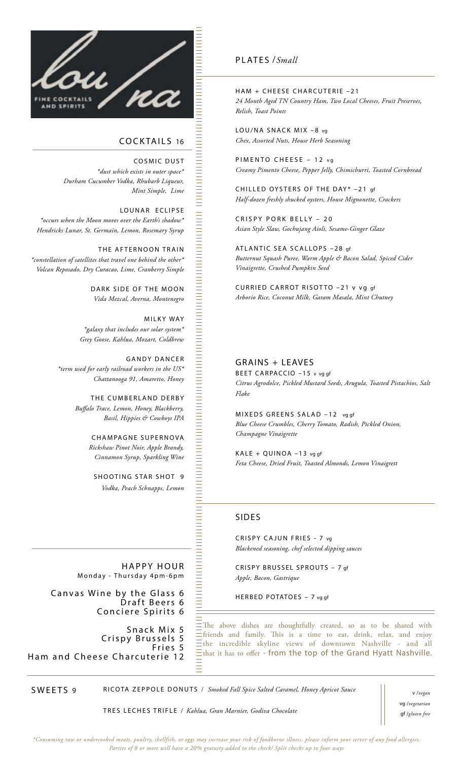lou/na

FINE COCKTAILS AND SPIRITS

## COCKTAILS 16

**COSMIC DUST**
*\*dust which exists in outer space\**
*Durham Cucumber Vodka, Rhubarb Liqueur, Mint Simple, Lime*

**LOUNAR ECLIPSE**
*\*occurs when the Moon moves over the Earth's shadow\**
*Hendricks Lunar, St. Germain, Lemon, Rosemary Syrup*

**THE AFTERNOON TRAIN**
*\*constellation of satellites that travel one behind the other\**
*Volcan Reposado, Dry Curacao, Lime, Cranberry Simple*

**DARK SIDE OF THE MOON**
*Vida Mezcal, Averna, Montenegro*

**MILKY WAY**
*\*galaxy that includes our solar system\**
*Grey Goose, Kahlua, Mozart, Coldbrew*

**GANDY DANCER**
*\*term used for early railroad workers in the US\**
*Chattanooga 91, Amaretto, Honey*

**THE CUMBERLAND DERBY**
*Buffalo Trace, Lemon, Honey, Blackberry, Basil, Hippies & Cowboys IPA*

**CHAMPAGNE SUPERNOVA**
*Rickshaw Pinot Noir, Apple Brandy, Cinnamon Syrup, Sparkling Wine*

**SHOOTING STAR SHOT 9**
*Vodka, Peach Schnapps, Lemon*

## HAPPY HOUR
Monday - Thursday 4pm-6pm

Canvas Wine by the Glass 6
Draft Beers 6
Conciere Spirits 6

Snack Mix 5
Crispy Brussels 5
Fries 5
Ham and Cheese Charcuterie 12

## PLATES /*Small*

**HAM + CHEESE CHARCUTERIE –21**
*24 Month Aged TN Country Ham, Two Local Cheeses, Fruit Preserves, Relish, Toast Points*

**LOU/NA SNACK MIX –8 vg**
*Chex, Assorted Nuts, House Herb Seasoning*

**PIMENTO CHEESE – 12 vg**
*Creamy Pimento Cheese, Pepper Jelly, Chimichurri, Toasted Cornbread*

**CHILLED OYSTERS OF THE DAY\* –21 gf**
*Half-dozen freshly shucked oysters, House Mignonette, Crackers*

**CRISPY PORK BELLY – 20**
*Asian Style Slaw, Gochujang Aioli, Sesame-Ginger Glaze*

**ATLANTIC SEA SCALLOPS –28 gf**
*Butternut Squash Puree, Warm Apple & Bacon Salad, Spiced Cider Vinaigrette, Crushed Pumpkin Seed*

**CURRIED CARROT RISOTTO –21 v vg gf**
*Arborio Rice, Coconut Milk, Garam Masala, Mint Chutney*

## GRAINS + LEAVES

**BEET CARPACCIO –15 v vg gf**
*Citrus Agrodolce, Pickled Mustard Seeds, Arugula, Toasted Pistachios, Salt Flake*

**MIXEDS GREENS SALAD –12 vg gf**
*Blue Cheese Crumbles, Cherry Tomato, Radish, Pickled Onion, Champagne Vinaigrette*

**KALE + QUINOA –13 vg gf**
*Feta Cheese, Dried Fruit, Toasted Almonds, Lemon Vinaigrett*

## SIDES

**CRISPY CAJUN FRIES - 7 vg**
*Blackened seasoning, chef selected dipping sauces*

**CRISPY BRUSSEL SPROUTS – 7 gf**
*Apple, Bacon, Gastrique*

**HERBED POTATOES – 7 vg gf**

The above dishes are thoughtfully created, so as to be shared with friends and family. This is a time to eat, drink, relax, and enjoy the incredible skyline views of downtown Nashville - and all that it has to offer - from the top of the Grand Hyatt Nashville.

## SWEETS 9

RICOTA ZEPPOLE DONUTS / *Smoked Fall Spice Salted Caramel, Honey Apricot Sauce*

TRES LECHES TRIFLE / *Kahlua, Gran Marnier, Godiva Chocolate*

v /*vegan*
vg /*vegetarian*
gf /*gluten free*

*\*Consuming raw or undercooked meats, poultry, shellfish, or eggs may increase your risk of foodborne illness, please inform your server of any food allergies.*
*Parties of 8 or more will have a 20% gratuity added to the check/ Split checks up to four ways*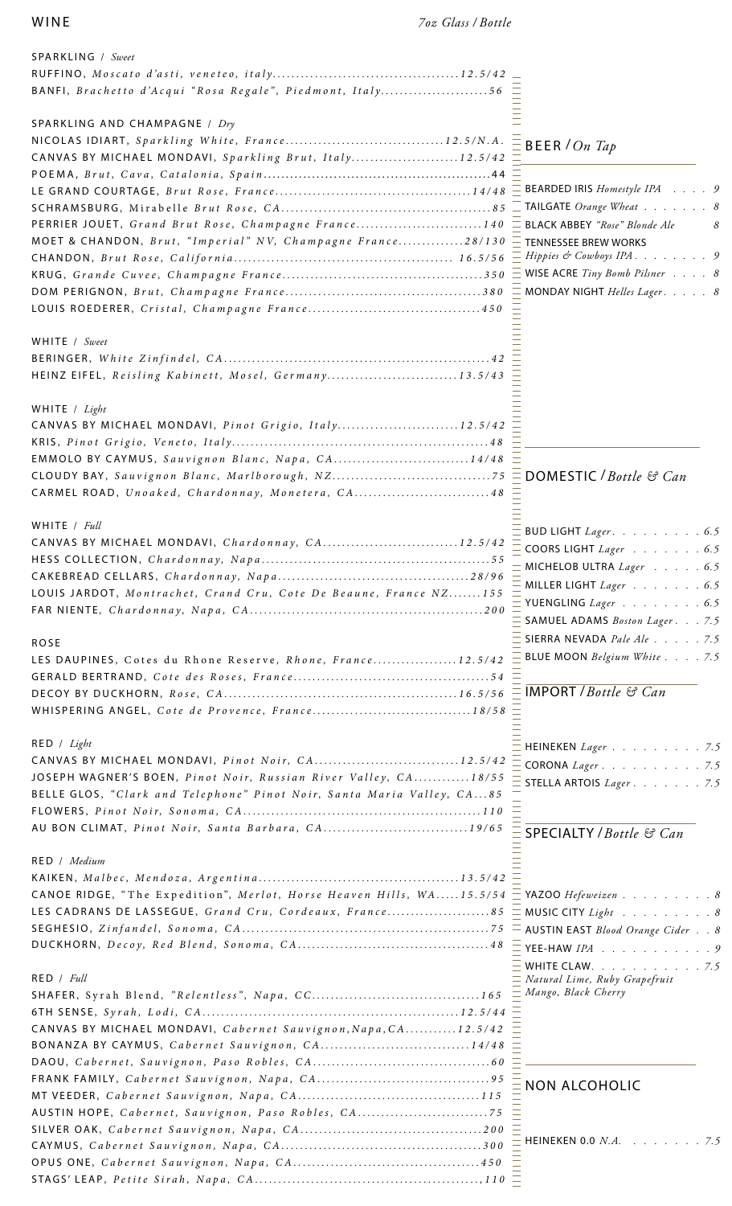# WINE

*7oz Glass / Bottle*

## SPARKLING / *Sweet*

RUFFINO, *Moscato d'asti, veneteo, italy*........12.5/42
BANFI, *Brachetto d'Acqui "Rosa Regale", Piedmont, Italy*........56

## SPARKLING AND CHAMPAGNE / *Dry*

NICOLAS IDIART, *Sparkling White, France*........12.5/N.A.
CANVAS BY MICHAEL MONDAVI, *Sparkling Brut, Italy*........12.5/42
POEMA, *Brut, Cava, Catalonia, Spain*........44
LE GRAND COURTAGE, *Brut Rose, France*........14/48
SCHRAMSBURG, *Mirabelle Brut Rose, CA*........85
PERRIER JOUET, *Grand Brut Rose, Champagne France*........140
MOET & CHANDON, *Brut, "Imperial" NV, Champagne France*........28/130
CHANDON, *Brut Rose, California*........16.5/56
KRUG, *Grande Cuvee, Champagne France*........350
DOM PERIGNON, *Brut, Champagne France*........380
LOUIS ROEDERER, *Cristal, Champagne France*........450

## WHITE / *Sweet*

BERINGER, *White Zinfindel, CA*........42
HEINZ EIFEL, *Reisling Kabinett, Mosel, Germany*........13.5/43

## WHITE / *Light*

CANVAS BY MICHAEL MONDAVI, *Pinot Grigio, Italy*........12.5/42
KRIS, *Pinot Grigio, Veneto, Italy*........48
EMMOLO BY CAYMUS, *Sauvignon Blanc, Napa, CA*........14/48
CLOUDY BAY, *Sauvignon Blanc, Marlborough, NZ*........75
CARMEL ROAD, *Unoaked, Chardonnay, Monetera, CA*........48

## WHITE / *Full*

CANVAS BY MICHAEL MONDAVI, *Chardonnay, CA*........12.5/42
HESS COLLECTION, *Chardonnay, Napa*........55
CAKEBREAD CELLARS, *Chardonnay, Napa*........28/96
LOUIS JARDOT, *Montrachet, Crand Cru, Cote De Beaune, France NZ*........155
FAR NIENTE, *Chardonnay, Napa, CA*........200

## ROSE

LES DAUPINES, *Cotes du Rhone Reserve, Rhone, France*........12.5/42
GERALD BERTRAND, *Cote des Roses, France*........54
DECOY BY DUCKHORN, *Rose, CA*........16.5/56
WHISPERING ANGEL, *Cote de Provence, France*........18/58

## RED / *Light*

CANVAS BY MICHAEL MONDAVI, *Pinot Noir, CA*........12.5/42
JOSEPH WAGNER'S BOEN, *Pinot Noir, Russian River Valley, CA*........18/55
BELLE GLOS, *"Clark and Telephone" Pinot Noir, Santa Maria Valley, CA*........85
FLOWERS, *Pinot Noir, Sonoma, CA*........110
AU BON CLIMAT, *Pinot Noir, Santa Barbara, CA*........19/65

## RED / *Medium*

KAIKEN, *Malbec, Mendoza, Argentina*........13.5/42
CANOE RIDGE, *"The Expedition", Merlot, Horse Heaven Hills, WA*........15.5/54
LES CADRANS DE LASSEGUE, *Grand Cru, Cordeaux, France*........85
SEGHESIO, *Zinfandel, Sonoma, CA*........75
DUCKHORN, *Decoy, Red Blend, Sonoma, CA*........48

## RED / *Full*

SHAFER, *Syrah Blend, "Relentless", Napa, CC*........165
6TH SENSE, *Syrah, Lodi, CA*........12.5/44
CANVAS BY MICHAEL MONDAVI, *Cabernet Sauvignon, Napa, CA*........12.5/42
BONANZA BY CAYMUS, *Cabernet Sauvignon, CA*........14/48
DAOU, *Cabernet, Sauvignon, Paso Robles, CA*........60
FRANK FAMILY, *Cabernet Sauvignon, Napa, CA*........95
MT VEEDER, *Cabernet Sauvignon, Napa, CA*........115
AUSTIN HOPE, *Cabernet, Sauvignon, Paso Robles, CA*........75
SILVER OAK, *Cabernet Sauvignon, Napa, CA*........200
CAYMUS, *Cabernet Sauvignon, Napa, CA*........300
OPUS ONE, *Cabernet Sauvignon, Napa, CA*........450
STAGS' LEAP, *Petite Sirah, Napa, CA*........110

# BEER / *On Tap*

BEARDED IRIS *Homestyle IPA* . . . . 9
TAILGATE *Orange Wheat* . . . . . . 8
BLACK ABBEY *"Rose" Blonde Ale* . . . 8
TENNESSEE BREW WORKS *Hippies & Cowboys IPA* . . . . . . 9
WISE ACRE *Tiny Bomb Pilsner* . . . . 8
MONDAY NIGHT *Helles Lager* . . . . . 8

# DOMESTIC / *Bottle & Can*

BUD LIGHT *Lager* . . . . . . . . 6.5
COORS LIGHT *Lager* . . . . . . . 6.5
MICHELOB ULTRA *Lager* . . . . . 6.5
MILLER LIGHT *Lager* . . . . . . . 6.5
YUENGLING *Lager* . . . . . . . . 6.5
SAMUEL ADAMS *Boston Lager* . . . 7.5
SIERRA NEVADA *Pale Ale* . . . . . 7.5
BLUE MOON *Belgium White* . . . . 7.5

# IMPORT / *Bottle & Can*

HEINEKEN *Lager* . . . . . . . . . 7.5
CORONA *Lager* . . . . . . . . . . 7.5
STELLA ARTOIS *Lager* . . . . . . . 7.5

# SPECIALTY / *Bottle & Can*

YAZOO *Hefeweizen* . . . . . . . . . 8
MUSIC CITY *Light* . . . . . . . . . 8
AUSTIN EAST *Blood Orange Cider* . . 8
YEE-HAW *IPA* . . . . . . . . . . . 9
WHITE CLAW. . . . . . . . . . . 7.5
*Natural Lime, Ruby Grapefruit Mango, Black Cherry*

# NON ALCOHOLIC

HEINEKEN 0.0 *N.A.* . . . . . . . 7.5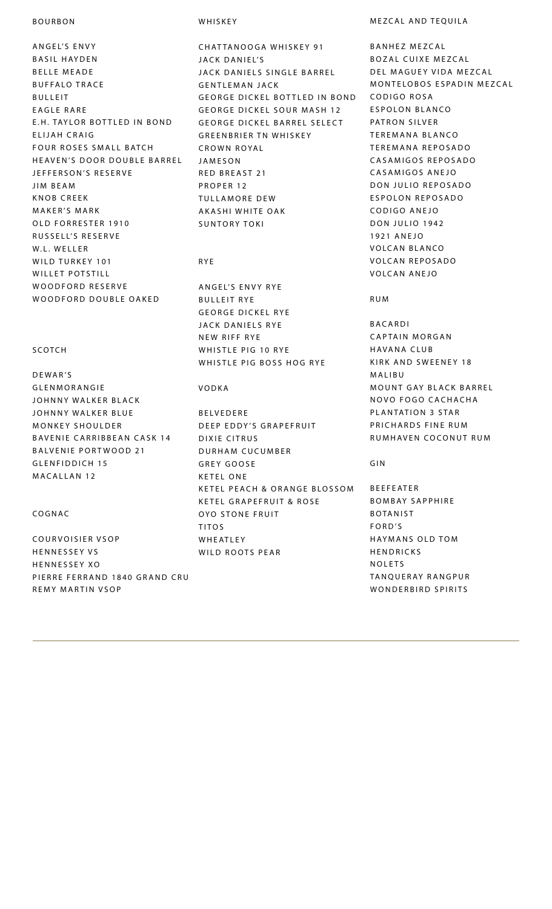## BOURBON

ANGEL'S ENVY
BASIL HAYDEN
BELLE MEADE
BUFFALO TRACE
BULLEIT
EAGLE RARE
E.H. TAYLOR BOTTLED IN BOND
ELIJAH CRAIG
FOUR ROSES SMALL BATCH
HEAVEN'S DOOR DOUBLE BARREL
JEFFERSON'S RESERVE
JIM BEAM
KNOB CREEK
MAKER'S MARK
OLD FORRESTER 1910
RUSSELL'S RESERVE
W.L. WELLER
WILD TURKEY 101
WILLET POTSTILL
WOODFORD RESERVE
WOODFORD DOUBLE OAKED

## SCOTCH

DEWAR'S
GLENMORANGIE
JOHNNY WALKER BLACK
JOHNNY WALKER BLUE
MONKEY SHOULDER
BAVENIE CARRIBBEAN CASK 14
BALVENIE PORTWOOD 21
GLENFIDDICH 15
MACALLAN 12

## COGNAC

COURVOISIER VSOP
HENNESSEY VS
HENNESSEY XO
PIERRE FERRAND 1840 GRAND CRU
REMY MARTIN VSOP

## WHISKEY

CHATTANOOGA WHISKEY 91
JACK DANIEL'S
JACK DANIELS SINGLE BARREL
GENTLEMAN JACK
GEORGE DICKEL BOTTLED IN BOND
GEORGE DICKEL SOUR MASH 12
GEORGE DICKEL BARREL SELECT
GREENBRIER TN WHISKEY
CROWN ROYAL
JAMESON
RED BREAST 21
PROPER 12
TULLAMORE DEW
AKASHI WHITE OAK
SUNTORY TOKI

## RYE

ANGEL'S ENVY RYE
BULLEIT RYE
GEORGE DICKEL RYE
JACK DANIELS RYE
NEW RIFF RYE
WHISTLE PIG 10 RYE
WHISTLE PIG BOSS HOG RYE

## VODKA

BELVEDERE
DEEP EDDY'S GRAPEFRUIT
DIXIE CITRUS
DURHAM CUCUMBER
GREY GOOSE
KETEL ONE
KETEL PEACH & ORANGE BLOSSOM
KETEL GRAPEFRUIT & ROSE
OYO STONE FRUIT
TITOS
WHEATLEY
WILD ROOTS PEAR

## MEZCAL AND TEQUILA

BANHEZ MEZCAL
BOZAL CUIXE MEZCAL
DEL MAGUEY VIDA MEZCAL
MONTELOBOS ESPADIN MEZCAL
CODIGO ROSA
ESPOLON BLANCO
PATRON SILVER
TEREMANA BLANCO
TEREMANA REPOSADO
CASAMIGOS REPOSADO
CASAMIGOS ANEJO
DON JULIO REPOSADO
ESPOLON REPOSADO
CODIGO ANEJO
DON JULIO 1942
1921 ANEJO
VOLCAN BLANCO
VOLCAN REPOSADO
VOLCAN ANEJO

## RUM

BACARDI
CAPTAIN MORGAN
HAVANA CLUB
KIRK AND SWEENEY 18
MALIBU
MOUNT GAY BLACK BARREL
NOVO FOGO CACHACHA
PLANTATION 3 STAR
PRICHARDS FINE RUM
RUMHAVEN COCONUT RUM

## GIN

BEEFEATER
BOMBAY SAPPHIRE
BOTANIST
FORD'S
HAYMANS OLD TOM
HENDRICKS
NOLETS
TANQUERAY RANGPUR
WONDERBIRD SPIRITS